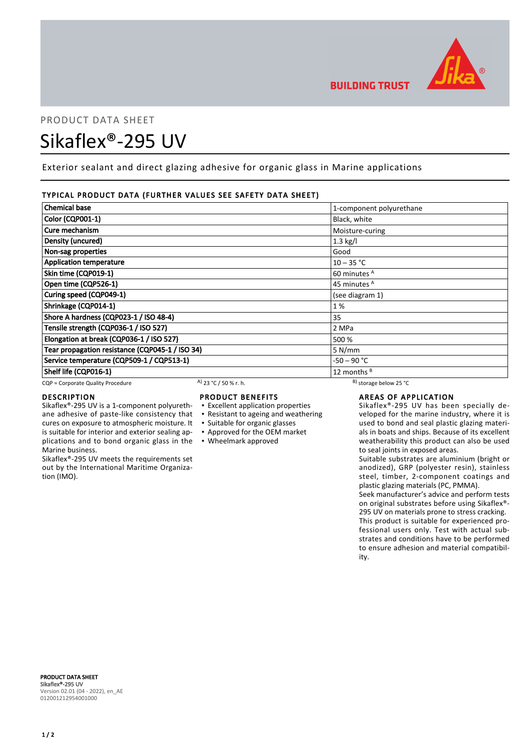PRODUCT DATA SHEET

# Sikaflex®-295 UV

Exterior sealant and direct glazing adhesive for organic glass in Marine applications

## TYPICAL PRODUCT DATA (FURTHER VALUES SEE SAFETY DATA SHEET)

| Property | Value |
|---|---|
| Chemical base | 1-component polyurethane |
| Color (CQP001-1) | Black, white |
| Cure mechanism | Moisture-curing |
| Density (uncured) | 1.3 kg/l |
| Non-sag properties | Good |
| Application temperature | 10 – 35 °C |
| Skin time (CQP019-1) | 60 minutes [A] |
| Open time (CQP526-1) | 45 minutes [A] |
| Curing speed (CQP049-1) | (see diagram 1) |
| Shrinkage (CQP014-1) | 1 % |
| Shore A hardness (CQP023-1 / ISO 48-4) | 35 |
| Tensile strength (CQP036-1 / ISO 527) | 2 MPa |
| Elongation at break (CQP036-1 / ISO 527) | 500 % |
| Tear propagation resistance (CQP045-1 / ISO 34) | 5 N/mm |
| Service temperature (CQP509-1 / CQP513-1) | -50 – 90 °C |
| Shelf life (CQP016-1) | 12 months [B] |

CQP = Corporate Quality Procedure  [A] 23 °C / 50 % r. h.  [B] storage below 25 °C

## DESCRIPTION

Sikaflex®-295 UV is a 1-component polyurethane adhesive of paste-like consistency that cures on exposure to atmospheric moisture. It is suitable for interior and exterior sealing applications and to bond organic glass in the Marine business.

Sikaflex®-295 UV meets the requirements set out by the International Maritime Organization (IMO).

## PRODUCT BENEFITS

- Excellent application properties
- Resistant to ageing and weathering
- Suitable for organic glasses
- Approved for the OEM market
- Wheelmark approved

## AREAS OF APPLICATION

Sikaflex®-295 UV has been specially developed for the marine industry, where it is used to bond and seal plastic glazing materials in boats and ships. Because of its excellent weatherability this product can also be used to seal joints in exposed areas.

Suitable substrates are aluminium (bright or anodized), GRP (polyester resin), stainless steel, timber, 2-component coatings and plastic glazing materials (PC, PMMA).

Seek manufacturer's advice and perform tests on original substrates before using Sikaflex®-295 UV on materials prone to stress cracking.

This product is suitable for experienced professional users only. Test with actual substrates and conditions have to be performed to ensure adhesion and material compatibility.

**PRODUCT DATA SHEET**
**Sikaflex®-295 UV**
Version 02.01 (04 - 2022), en_AE
012001212954001000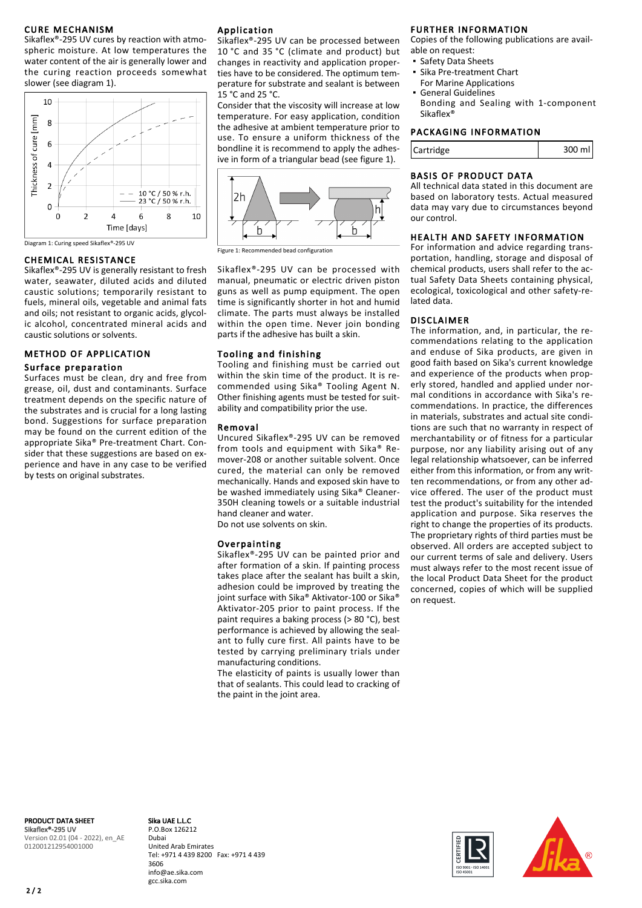## CURE MECHANISM

Sikaflex®-295 UV cures by reaction with atmospheric moisture. At low temperatures the water content of the air is generally lower and the curing reaction proceeds somewhat slower (see diagram 1).

10
8
6
4
2
0
Thickness of cure [mm]
0 2 4 6 8 10
Time [days]
10 °C / 50 % r.h.
23 °C / 50 % r.h.

Diagram 1: Curing speed Sikaflex®-295 UV

## CHEMICAL RESISTANCE

Sikaflex®-295 UV is generally resistant to fresh water, seawater, diluted acids and diluted caustic solutions; temporarily resistant to fuels, mineral oils, vegetable and animal fats and oils; not resistant to organic acids, glycolic alcohol, concentrated mineral acids and caustic solutions or solvents.

## METHOD OF APPLICATION

### Surface preparation

Surfaces must be clean, dry and free from grease, oil, dust and contaminants. Surface treatment depends on the specific nature of the substrates and is crucial for a long lasting bond. Suggestions for surface preparation may be found on the current edition of the appropriate Sika® Pre-treatment Chart. Consider that these suggestions are based on experience and have in any case to be verified by tests on original substrates.

### Application

Sikaflex®-295 UV can be processed between 10 °C and 35 °C (climate and product) but changes in reactivity and application properties have to be considered. The optimum temperature for substrate and sealant is between 15 °C and 25 °C.

Consider that the viscosity will increase at low temperature. For easy application, condition the adhesive at ambient temperature prior to use. To ensure a uniform thickness of the bondline it is recommend to apply the adhesive in form of a triangular bead (see figure 1).

2h
b
h
b

Figure 1: Recommended bead configuration

Sikaflex®-295 UV can be processed with manual, pneumatic or electric driven piston guns as well as pump equipment. The open time is significantly shorter in hot and humid climate. The parts must always be installed within the open time. Never join bonding parts if the adhesive has built a skin.

### Tooling and finishing

Tooling and finishing must be carried out within the skin time of the product. It is recommended using Sika® Tooling Agent N. Other finishing agents must be tested for suitability and compatibility prior the use.

### Removal

Uncured Sikaflex®-295 UV can be removed from tools and equipment with Sika® Remover-208 or another suitable solvent. Once cured, the material can only be removed mechanically. Hands and exposed skin have to be washed immediately using Sika® Cleaner-350H cleaning towels or a suitable industrial hand cleaner and water.

Do not use solvents on skin.

### Overpainting

Sikaflex®-295 UV can be painted prior and after formation of a skin. If painting process takes place after the sealant has built a skin, adhesion could be improved by treating the joint surface with Sika® Aktivator-100 or Sika® Aktivator-205 prior to paint process. If the paint requires a baking process (> 80 °C), best performance is achieved by allowing the sealant to fully cure first. All paints have to be tested by carrying preliminary trials under manufacturing conditions.

The elasticity of paints is usually lower than that of sealants. This could lead to cracking of the paint in the joint area.

## FURTHER INFORMATION

Copies of the following publications are available on request:

- Safety Data Sheets
- Sika Pre-treatment Chart For Marine Applications
- General Guidelines Bonding and Sealing with 1-component Sikaflex®

## PACKAGING INFORMATION

| | |
|---|---|
| Cartridge | 300 ml |

## BASIS OF PRODUCT DATA

All technical data stated in this document are based on laboratory tests. Actual measured data may vary due to circumstances beyond our control.

## HEALTH AND SAFETY INFORMATION

For information and advice regarding transportation, handling, storage and disposal of chemical products, users shall refer to the actual Safety Data Sheets containing physical, ecological, toxicological and other safety-related data.

## DISCLAIMER

The information, and, in particular, the recommendations relating to the application and enduse of Sika products, are given in good faith based on Sika's current knowledge and experience of the products when properly stored, handled and applied under normal conditions in accordance with Sika's recommendations. In practice, the differences in materials, substrates and actual site conditions are such that no warranty in respect of merchantability or of fitness for a particular purpose, nor any liability arising out of any legal relationship whatsoever, can be inferred either from this information, or from any written recommendations, or from any other advice offered. The user of the product must test the product's suitability for the intended application and purpose. Sika reserves the right to change the properties of its products. The proprietary rights of third parties must be observed. All orders are accepted subject to our current terms of sale and delivery. Users must always refer to the most recent issue of the local Product Data Sheet for the product concerned, copies of which will be supplied on request.

**PRODUCT DATA SHEET**
**Sikaflex®-295 UV**
Version 02.01 (04 - 2022), en_AE
012001212954001000

**Sika UAE L.L.C**
P.O.Box 126212
Dubai
United Arab Emirates
Tel: +971 4 439 8200 Fax: +971 4 439 3606
info@ae.sika.com
gcc.sika.com